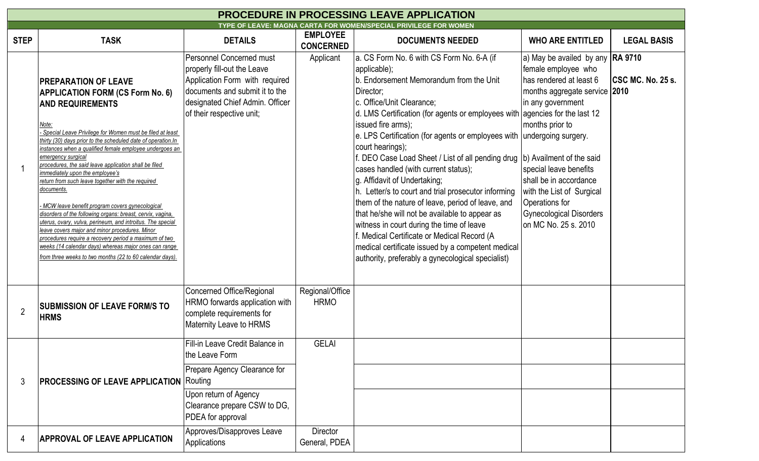# PROCEDURE IN PROCESSING LEAVE APPLICATION

## TYPE OF LEAVE: MAGNA CARTA FOR WOMEN/SPECIAL PRIVILEGE FOR WOMEN

| STEP | TASK | DETAILS | EMPLOYEE CONCERNED | DOCUMENTS NEEDED | WHO ARE ENTITLED | LEGAL BASIS |
|---|---|---|---|---|---|---|
| 1 | **PREPARATION OF LEAVE APPLICATION FORM (CS Form No. 6) AND REQUIREMENTS**<br><br>*Note:*<br>*- Special Leave Privilege for Women must be filed at least thirty (30) days prior to the scheduled date of operation.In instances when a qualified female employee undergoes an emergency surgical procedures, the said leave application shall be filed immediately upon the employee's return from such leave together with the required documents.*<br><br>*- MCW leave benefit program covers gynecological disorders of the following organs: breast, cervix, vagina, uterus, ovary, vulva, perineum, and introitus. The special leave covers major and minor procedures. Minor procedures require a recovery period a maximum of two weeks (14 calendar days) whereas major ones can range from three weeks to two months (22 to 60 calendar days).* | Personnel Concerned must properly fill-out the Leave Application Form with required documents and submit it to the designated Chief Admin. Officer of their respective unit; | Applicant | a. CS Form No. 6 with CS Form No. 6-A (if applicable);<br>b. Endorsement Memorandum from the Unit Director;<br>c. Office/Unit Clearance;<br>d. LMS Certification (for agents or employees with issued fire arms);<br>e. LPS Certification (for agents or employees with court hearings);<br>f. DEO Case Load Sheet / List of all pending drug cases handled (with current status);<br>g. Affidavit of Undertaking;<br>h. Letter/s to court and trial prosecutor informing them of the nature of leave, period of leave, and that he/she will not be available to appear as witness in court during the time of leave<br>f. Medical Certificate or Medical Record (A medical certificate issued by a competent medical authority, preferably a gynecological specialist) | a) May be availed by any female employee who has rendered at least 6 months aggregate service in any government agencies for the last 12 months prior to undergoing surgery.<br><br>b) Availment of the said special leave benefits shall be in accordance with the List of Surgical Operations for Gynecological Disorders on MC No. 25 s. 2010 | **RA 9710**<br><br>**CSC MC. No. 25 s. 2010** |
| 2 | **SUBMISSION OF LEAVE FORM/S TO HRMS** | Concerned Office/Regional HRMO forwards application with complete requirements for Maternity Leave to HRMS | Regional/Office HRMO | | | |
| 3 | **PROCESSING OF LEAVE APPLICATION** | Fill-in Leave Credit Balance in the Leave Form | GELAI | | | |
| | | Prepare Agency Clearance for Routing | | | | |
| | | Upon return of Agency Clearance prepare CSW to DG, PDEA for approval | | | | |
| 4 | **APPROVAL OF LEAVE APPLICATION** | Approves/Disapproves Leave Applications | Director General, PDEA | | | |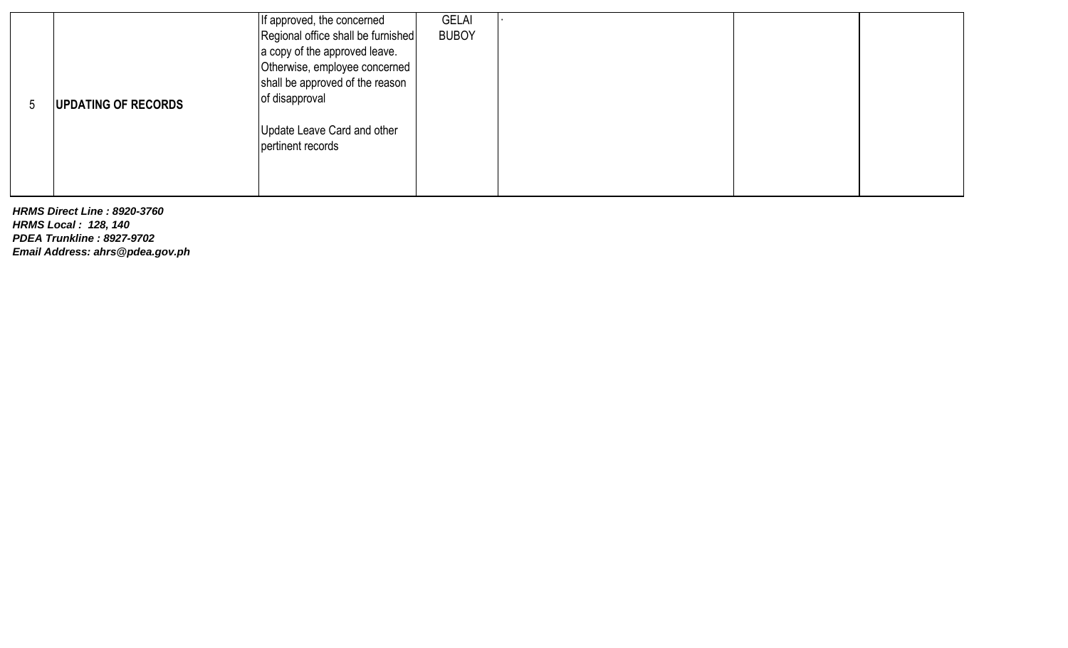| | | | | | | |
|---|---|---|---|---|---|---|
| 5 | **UPDATING OF RECORDS** | If approved, the concerned Regional office shall be furnished a copy of the approved leave. Otherwise, employee concerned shall be approved of the reason of disapproval<br><br>Update Leave Card and other pertinent records | GELAI BUBOY | . | | |

***HRMS Direct Line : 8920-3760***
***HRMS Local : 128, 140***
***PDEA Trunkline : 8927-9702***
***Email Address: ahrs@pdea.gov.ph***